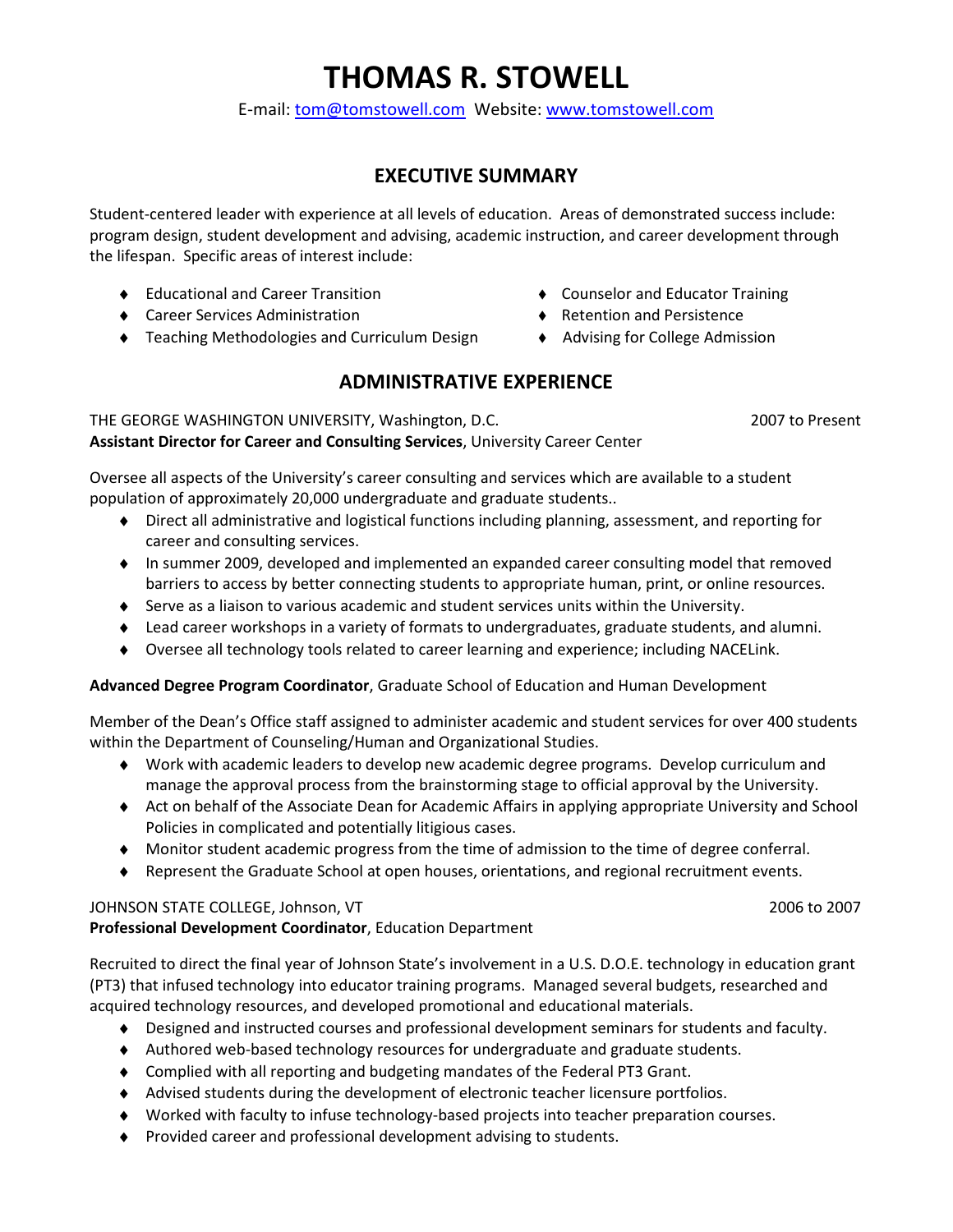# THOMAS R. STOWELL

E-mail: [tom@tomstowell.com](mailto:tom@tomstowell.com) Website: [www.tomstowell.com](http://www.tomstowell.com)

## EXECUTIVE SUMMARY

Student-centered leader with experience at all levels of education. Areas of demonstrated success include: program design, student development and advising, academic instruction, and career development through the lifespan. Specific areas of interest include:

- Educational and Career Transition
- Career Services Administration
- Teaching Methodologies and Curriculum Design
- Counselor and Educator Training
- Retention and Persistence
- Advising for College Admission

## ADMINISTRATIVE EXPERIENCE

THE GEORGE WASHINGTON UNIVERSITY, Washington, D.C. — 2007 to Present

**Assistant Director for Career and Consulting Services**, University Career Center

Oversee all aspects of the University's career consulting and services which are available to a student population of approximately 20,000 undergraduate and graduate students..

- Direct all administrative and logistical functions including planning, assessment, and reporting for career and consulting services.
- In summer 2009, developed and implemented an expanded career consulting model that removed barriers to access by better connecting students to appropriate human, print, or online resources.
- Serve as a liaison to various academic and student services units within the University.
- Lead career workshops in a variety of formats to undergraduates, graduate students, and alumni.
- Oversee all technology tools related to career learning and experience; including NACELink.

**Advanced Degree Program Coordinator**, Graduate School of Education and Human Development

Member of the Dean's Office staff assigned to administer academic and student services for over 400 students within the Department of Counseling/Human and Organizational Studies.

- Work with academic leaders to develop new academic degree programs. Develop curriculum and manage the approval process from the brainstorming stage to official approval by the University.
- Act on behalf of the Associate Dean for Academic Affairs in applying appropriate University and School Policies in complicated and potentially litigious cases.
- Monitor student academic progress from the time of admission to the time of degree conferral.
- Represent the Graduate School at open houses, orientations, and regional recruitment events.

JOHNSON STATE COLLEGE, Johnson, VT — 2006 to 2007

**Professional Development Coordinator**, Education Department

Recruited to direct the final year of Johnson State's involvement in a U.S. D.O.E. technology in education grant (PT3) that infused technology into educator training programs. Managed several budgets, researched and acquired technology resources, and developed promotional and educational materials.

- Designed and instructed courses and professional development seminars for students and faculty.
- Authored web-based technology resources for undergraduate and graduate students.
- Complied with all reporting and budgeting mandates of the Federal PT3 Grant.
- Advised students during the development of electronic teacher licensure portfolios.
- Worked with faculty to infuse technology-based projects into teacher preparation courses.
- Provided career and professional development advising to students.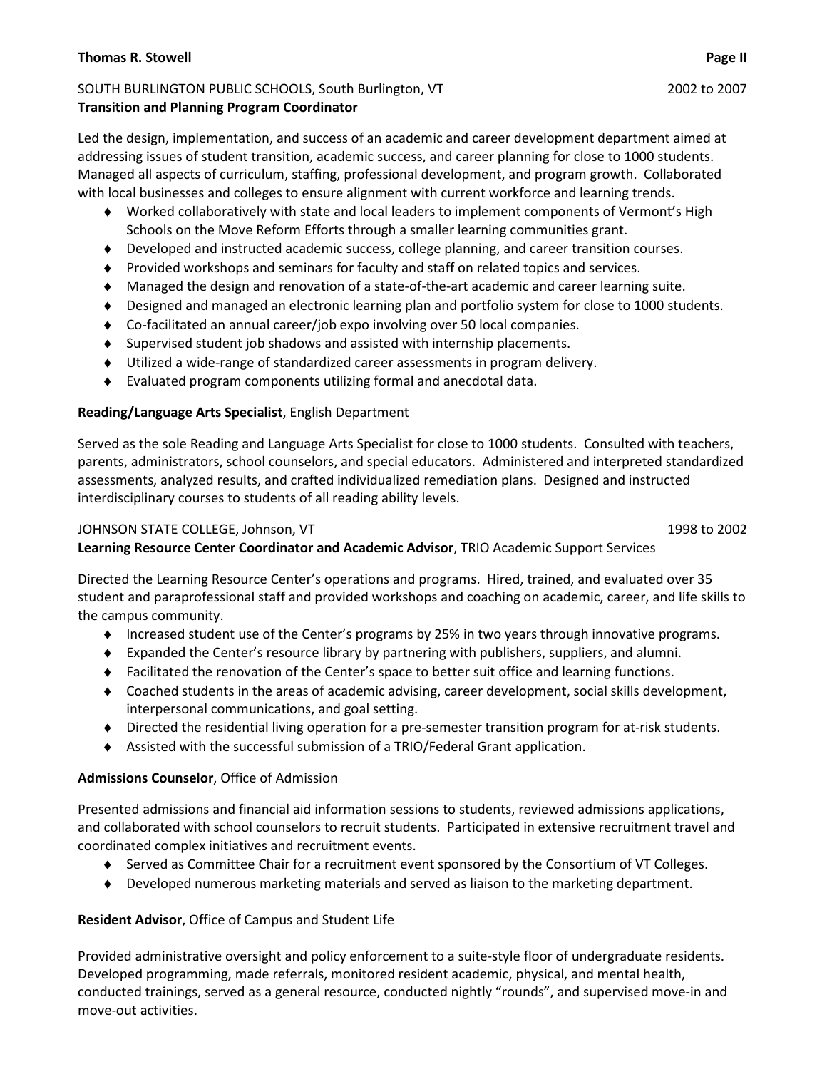SOUTH BURLINGTON PUBLIC SCHOOLS, South Burlington, VT 2002 to 2007
**Transition and Planning Program Coordinator**

Led the design, implementation, and success of an academic and career development department aimed at addressing issues of student transition, academic success, and career planning for close to 1000 students. Managed all aspects of curriculum, staffing, professional development, and program growth. Collaborated with local businesses and colleges to ensure alignment with current workforce and learning trends.

- Worked collaboratively with state and local leaders to implement components of Vermont's High Schools on the Move Reform Efforts through a smaller learning communities grant.
- Developed and instructed academic success, college planning, and career transition courses.
- Provided workshops and seminars for faculty and staff on related topics and services.
- Managed the design and renovation of a state-of-the-art academic and career learning suite.
- Designed and managed an electronic learning plan and portfolio system for close to 1000 students.
- Co-facilitated an annual career/job expo involving over 50 local companies.
- Supervised student job shadows and assisted with internship placements.
- Utilized a wide-range of standardized career assessments in program delivery.
- Evaluated program components utilizing formal and anecdotal data.

**Reading/Language Arts Specialist**, English Department

Served as the sole Reading and Language Arts Specialist for close to 1000 students. Consulted with teachers, parents, administrators, school counselors, and special educators. Administered and interpreted standardized assessments, analyzed results, and crafted individualized remediation plans. Designed and instructed interdisciplinary courses to students of all reading ability levels.

JOHNSON STATE COLLEGE, Johnson, VT 1998 to 2002
**Learning Resource Center Coordinator and Academic Advisor**, TRIO Academic Support Services

Directed the Learning Resource Center's operations and programs. Hired, trained, and evaluated over 35 student and paraprofessional staff and provided workshops and coaching on academic, career, and life skills to the campus community.

- Increased student use of the Center's programs by 25% in two years through innovative programs.
- Expanded the Center's resource library by partnering with publishers, suppliers, and alumni.
- Facilitated the renovation of the Center's space to better suit office and learning functions.
- Coached students in the areas of academic advising, career development, social skills development, interpersonal communications, and goal setting.
- Directed the residential living operation for a pre-semester transition program for at-risk students.
- Assisted with the successful submission of a TRIO/Federal Grant application.

**Admissions Counselor**, Office of Admission

Presented admissions and financial aid information sessions to students, reviewed admissions applications, and collaborated with school counselors to recruit students. Participated in extensive recruitment travel and coordinated complex initiatives and recruitment events.

- Served as Committee Chair for a recruitment event sponsored by the Consortium of VT Colleges.
- Developed numerous marketing materials and served as liaison to the marketing department.

**Resident Advisor**, Office of Campus and Student Life

Provided administrative oversight and policy enforcement to a suite-style floor of undergraduate residents. Developed programming, made referrals, monitored resident academic, physical, and mental health, conducted trainings, served as a general resource, conducted nightly "rounds", and supervised move-in and move-out activities.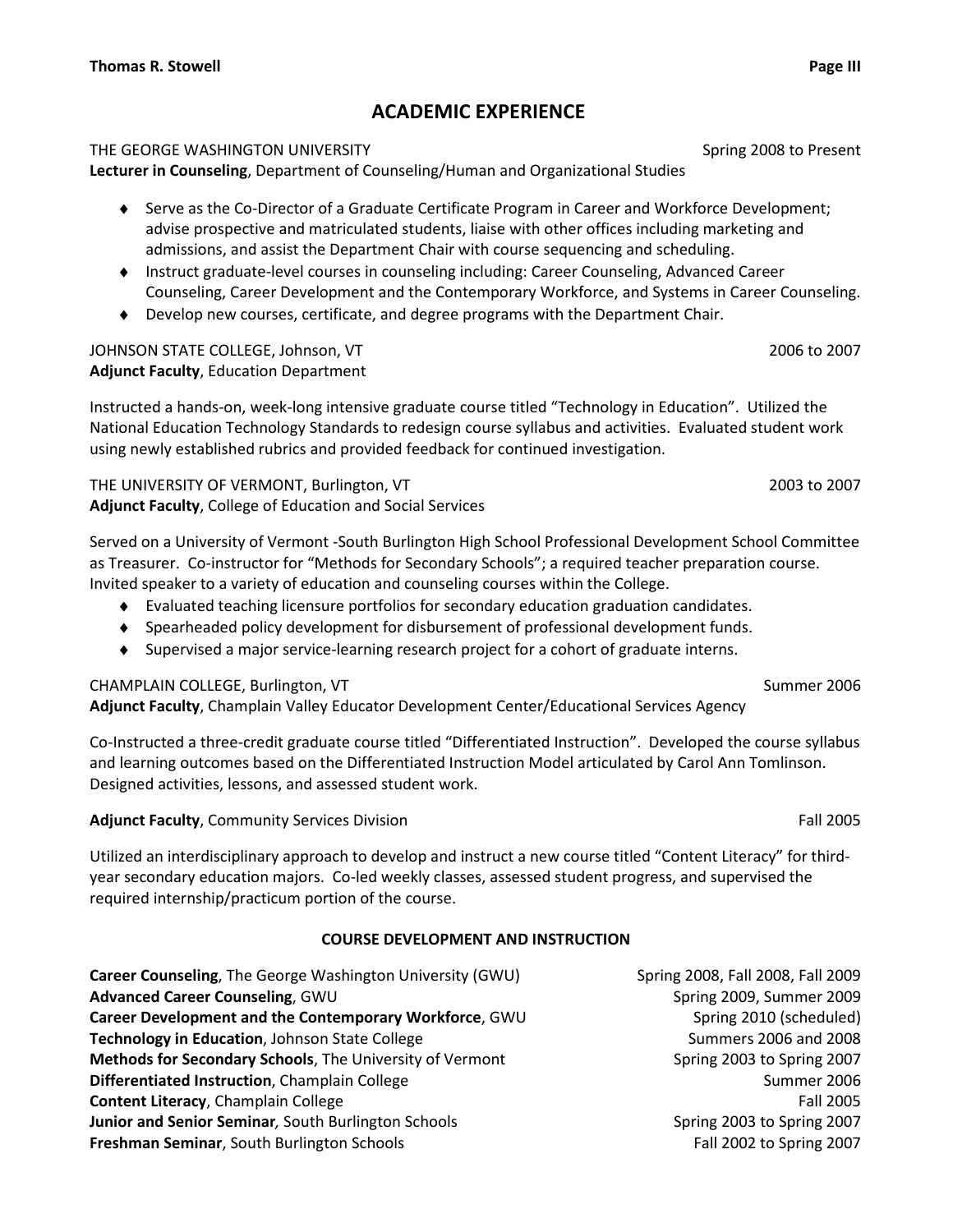## ACADEMIC EXPERIENCE

THE GEORGE WASHINGTON UNIVERSITY — Spring 2008 to Present
**Lecturer in Counseling**, Department of Counseling/Human and Organizational Studies

- Serve as the Co-Director of a Graduate Certificate Program in Career and Workforce Development; advise prospective and matriculated students, liaise with other offices including marketing and admissions, and assist the Department Chair with course sequencing and scheduling.
- Instruct graduate-level courses in counseling including: Career Counseling, Advanced Career Counseling, Career Development and the Contemporary Workforce, and Systems in Career Counseling.
- Develop new courses, certificate, and degree programs with the Department Chair.

JOHNSON STATE COLLEGE, Johnson, VT — 2006 to 2007
**Adjunct Faculty**, Education Department

Instructed a hands-on, week-long intensive graduate course titled "Technology in Education". Utilized the National Education Technology Standards to redesign course syllabus and activities. Evaluated student work using newly established rubrics and provided feedback for continued investigation.

THE UNIVERSITY OF VERMONT, Burlington, VT — 2003 to 2007
**Adjunct Faculty**, College of Education and Social Services

Served on a University of Vermont -South Burlington High School Professional Development School Committee as Treasurer. Co-instructor for "Methods for Secondary Schools"; a required teacher preparation course. Invited speaker to a variety of education and counseling courses within the College.

- Evaluated teaching licensure portfolios for secondary education graduation candidates.
- Spearheaded policy development for disbursement of professional development funds.
- Supervised a major service-learning research project for a cohort of graduate interns.

CHAMPLAIN COLLEGE, Burlington, VT — Summer 2006
**Adjunct Faculty**, Champlain Valley Educator Development Center/Educational Services Agency

Co-Instructed a three-credit graduate course titled "Differentiated Instruction". Developed the course syllabus and learning outcomes based on the Differentiated Instruction Model articulated by Carol Ann Tomlinson. Designed activities, lessons, and assessed student work.

**Adjunct Faculty**, Community Services Division — Fall 2005

Utilized an interdisciplinary approach to develop and instruct a new course titled "Content Literacy" for third-year secondary education majors. Co-led weekly classes, assessed student progress, and supervised the required internship/practicum portion of the course.

### COURSE DEVELOPMENT AND INSTRUCTION

| Course | Dates |
|---|---|
| **Career Counseling**, The George Washington University (GWU) | Spring 2008, Fall 2008, Fall 2009 |
| **Advanced Career Counseling**, GWU | Spring 2009, Summer 2009 |
| **Career Development and the Contemporary Workforce**, GWU | Spring 2010 (scheduled) |
| **Technology in Education**, Johnson State College | Summers 2006 and 2008 |
| **Methods for Secondary Schools**, The University of Vermont | Spring 2003 to Spring 2007 |
| **Differentiated Instruction**, Champlain College | Summer 2006 |
| **Content Literacy**, Champlain College | Fall 2005 |
| ***Junior and Senior Seminar***, South Burlington Schools | Spring 2003 to Spring 2007 |
| **Freshman Seminar**, South Burlington Schools | Fall 2002 to Spring 2007 |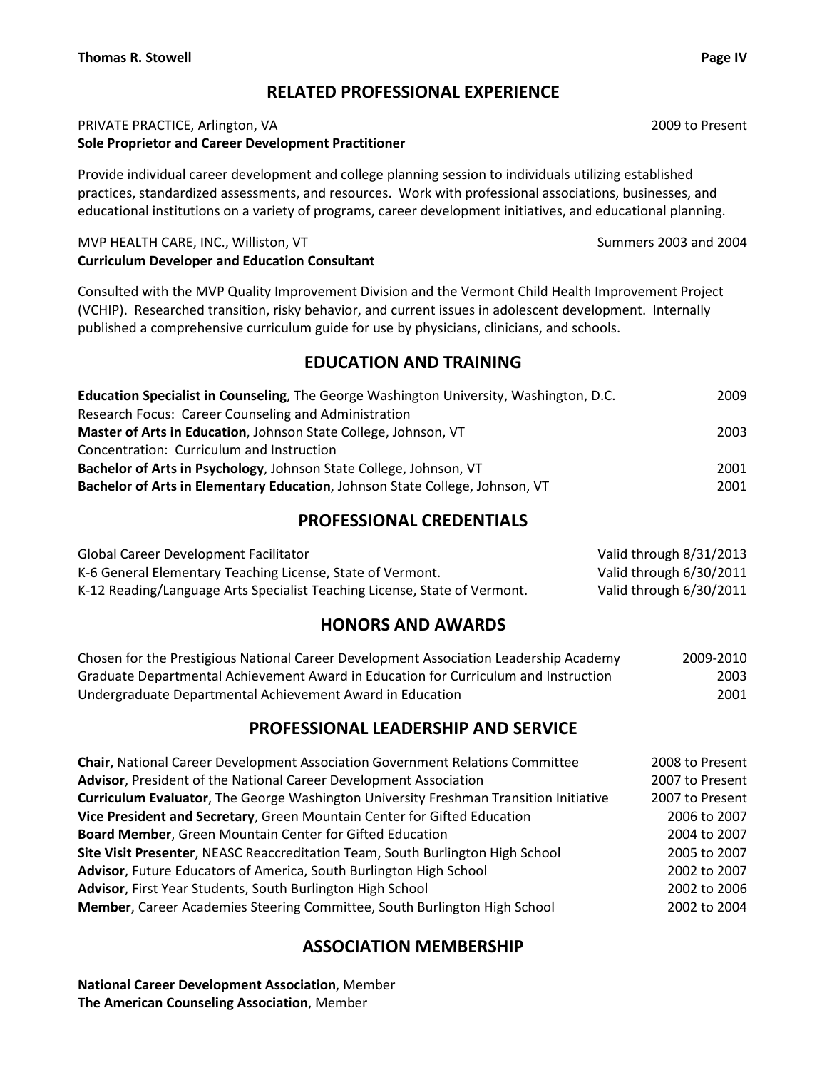## RELATED PROFESSIONAL EXPERIENCE

PRIVATE PRACTICE, Arlington, VA — 2009 to Present
**Sole Proprietor and Career Development Practitioner**

Provide individual career development and college planning session to individuals utilizing established practices, standardized assessments, and resources. Work with professional associations, businesses, and educational institutions on a variety of programs, career development initiatives, and educational planning.

MVP HEALTH CARE, INC., Williston, VT — Summers 2003 and 2004
**Curriculum Developer and Education Consultant**

Consulted with the MVP Quality Improvement Division and the Vermont Child Health Improvement Project (VCHIP). Researched transition, risky behavior, and current issues in adolescent development. Internally published a comprehensive curriculum guide for use by physicians, clinicians, and schools.

## EDUCATION AND TRAINING

**Education Specialist in Counseling**, The George Washington University, Washington, D.C. — 2009
Research Focus: Career Counseling and Administration
**Master of Arts in Education**, Johnson State College, Johnson, VT — 2003
Concentration: Curriculum and Instruction
**Bachelor of Arts in Psychology**, Johnson State College, Johnson, VT — 2001
**Bachelor of Arts in Elementary Education**, Johnson State College, Johnson, VT — 2001

## PROFESSIONAL CREDENTIALS

Global Career Development Facilitator — Valid through 8/31/2013
K-6 General Elementary Teaching License, State of Vermont. — Valid through 6/30/2011
K-12 Reading/Language Arts Specialist Teaching License, State of Vermont. — Valid through 6/30/2011

## HONORS AND AWARDS

Chosen for the Prestigious National Career Development Association Leadership Academy — 2009-2010
Graduate Departmental Achievement Award in Education for Curriculum and Instruction — 2003
Undergraduate Departmental Achievement Award in Education — 2001

## PROFESSIONAL LEADERSHIP AND SERVICE

**Chair**, National Career Development Association Government Relations Committee — 2008 to Present
**Advisor**, President of the National Career Development Association — 2007 to Present
**Curriculum Evaluator**, The George Washington University Freshman Transition Initiative — 2007 to Present
**Vice President and Secretary**, Green Mountain Center for Gifted Education — 2006 to 2007
**Board Member**, Green Mountain Center for Gifted Education — 2004 to 2007
**Site Visit Presenter**, NEASC Reaccreditation Team, South Burlington High School — 2005 to 2007
**Advisor**, Future Educators of America, South Burlington High School — 2002 to 2007
**Advisor**, First Year Students, South Burlington High School — 2002 to 2006
**Member**, Career Academies Steering Committee, South Burlington High School — 2002 to 2004

## ASSOCIATION MEMBERSHIP

**National Career Development Association**, Member
**The American Counseling Association**, Member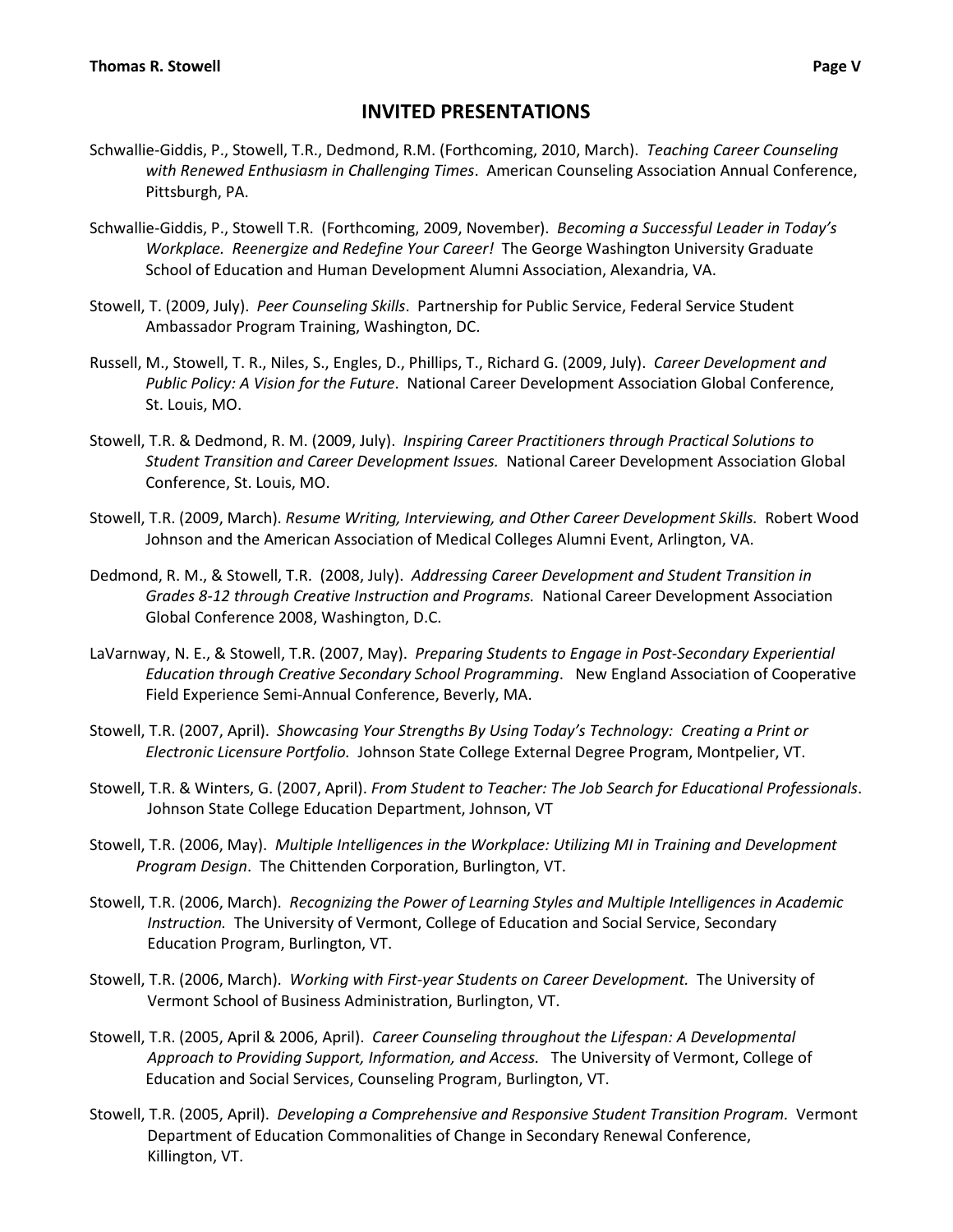# INVITED PRESENTATIONS

Schwallie-Giddis, P., Stowell, T.R., Dedmond, R.M. (Forthcoming, 2010, March). *Teaching Career Counseling with Renewed Enthusiasm in Challenging Times*. American Counseling Association Annual Conference, Pittsburgh, PA.

Schwallie-Giddis, P., Stowell T.R. (Forthcoming, 2009, November). *Becoming a Successful Leader in Today's Workplace. Reenergize and Redefine Your Career!* The George Washington University Graduate School of Education and Human Development Alumni Association, Alexandria, VA.

Stowell, T. (2009, July). *Peer Counseling Skills*. Partnership for Public Service, Federal Service Student Ambassador Program Training, Washington, DC.

Russell, M., Stowell, T. R., Niles, S., Engles, D., Phillips, T., Richard G. (2009, July). *Career Development and Public Policy: A Vision for the Future*. National Career Development Association Global Conference, St. Louis, MO.

Stowell, T.R. & Dedmond, R. M. (2009, July). *Inspiring Career Practitioners through Practical Solutions to Student Transition and Career Development Issues.* National Career Development Association Global Conference, St. Louis, MO.

Stowell, T.R. (2009, March). *Resume Writing, Interviewing, and Other Career Development Skills.* Robert Wood Johnson and the American Association of Medical Colleges Alumni Event, Arlington, VA.

Dedmond, R. M., & Stowell, T.R. (2008, July). *Addressing Career Development and Student Transition in Grades 8-12 through Creative Instruction and Programs.* National Career Development Association Global Conference 2008, Washington, D.C.

LaVarnway, N. E., & Stowell, T.R. (2007, May). *Preparing Students to Engage in Post-Secondary Experiential Education through Creative Secondary School Programming*. New England Association of Cooperative Field Experience Semi-Annual Conference, Beverly, MA.

Stowell, T.R. (2007, April). *Showcasing Your Strengths By Using Today's Technology: Creating a Print or Electronic Licensure Portfolio.* Johnson State College External Degree Program, Montpelier, VT.

Stowell, T.R. & Winters, G. (2007, April). *From Student to Teacher: The Job Search for Educational Professionals*. Johnson State College Education Department, Johnson, VT

Stowell, T.R. (2006, May). *Multiple Intelligences in the Workplace: Utilizing MI in Training and Development Program Design*. The Chittenden Corporation, Burlington, VT.

Stowell, T.R. (2006, March). *Recognizing the Power of Learning Styles and Multiple Intelligences in Academic Instruction.* The University of Vermont, College of Education and Social Service, Secondary Education Program, Burlington, VT.

Stowell, T.R. (2006, March). *Working with First-year Students on Career Development.* The University of Vermont School of Business Administration, Burlington, VT.

Stowell, T.R. (2005, April & 2006, April). *Career Counseling throughout the Lifespan: A Developmental Approach to Providing Support, Information, and Access.* The University of Vermont, College of Education and Social Services, Counseling Program, Burlington, VT.

Stowell, T.R. (2005, April). *Developing a Comprehensive and Responsive Student Transition Program.* Vermont Department of Education Commonalities of Change in Secondary Renewal Conference, Killington, VT.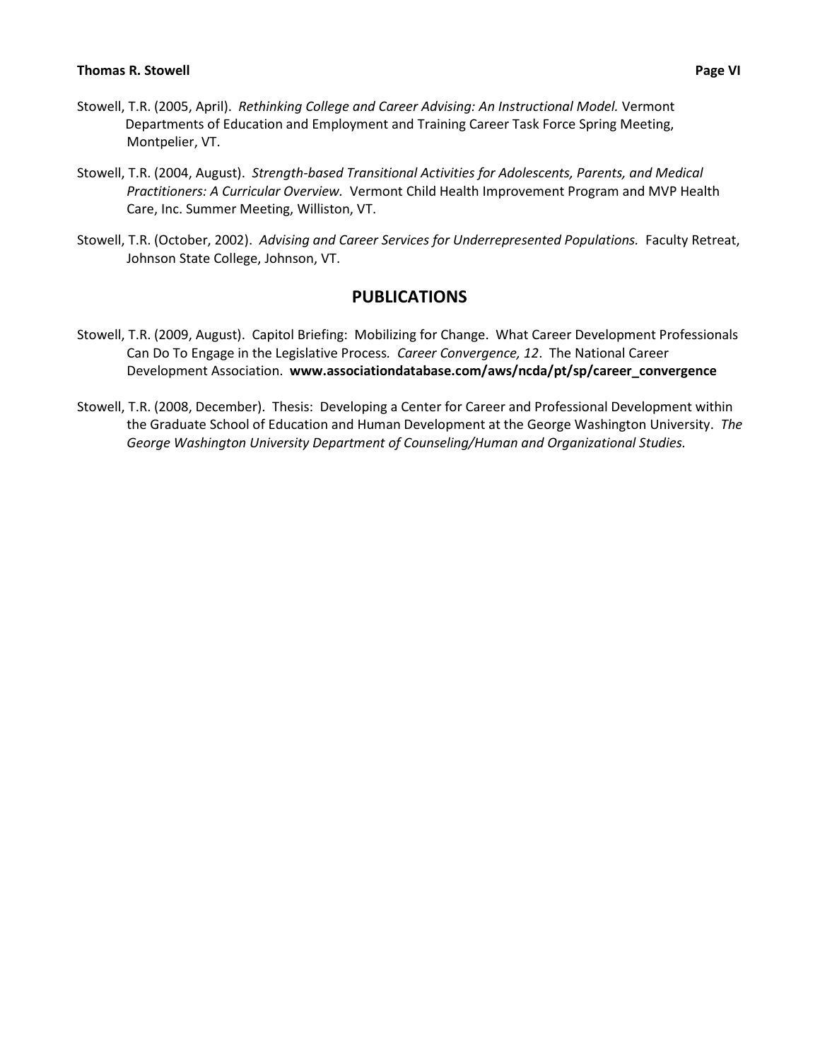Stowell, T.R. (2005, April). *Rethinking College and Career Advising: An Instructional Model.* Vermont Departments of Education and Employment and Training Career Task Force Spring Meeting, Montpelier, VT.

Stowell, T.R. (2004, August). *Strength-based Transitional Activities for Adolescents, Parents, and Medical Practitioners: A Curricular Overview.* Vermont Child Health Improvement Program and MVP Health Care, Inc. Summer Meeting, Williston, VT.

Stowell, T.R. (October, 2002). *Advising and Career Services for Underrepresented Populations.* Faculty Retreat, Johnson State College, Johnson, VT.

## PUBLICATIONS

Stowell, T.R. (2009, August). Capitol Briefing: Mobilizing for Change. What Career Development Professionals Can Do To Engage in the Legislative Process*. Career Convergence, 12*. The National Career Development Association. **www.associationdatabase.com/aws/ncda/pt/sp/career_convergence**

Stowell, T.R. (2008, December). Thesis: Developing a Center for Career and Professional Development within the Graduate School of Education and Human Development at the George Washington University. *The George Washington University Department of Counseling/Human and Organizational Studies.*